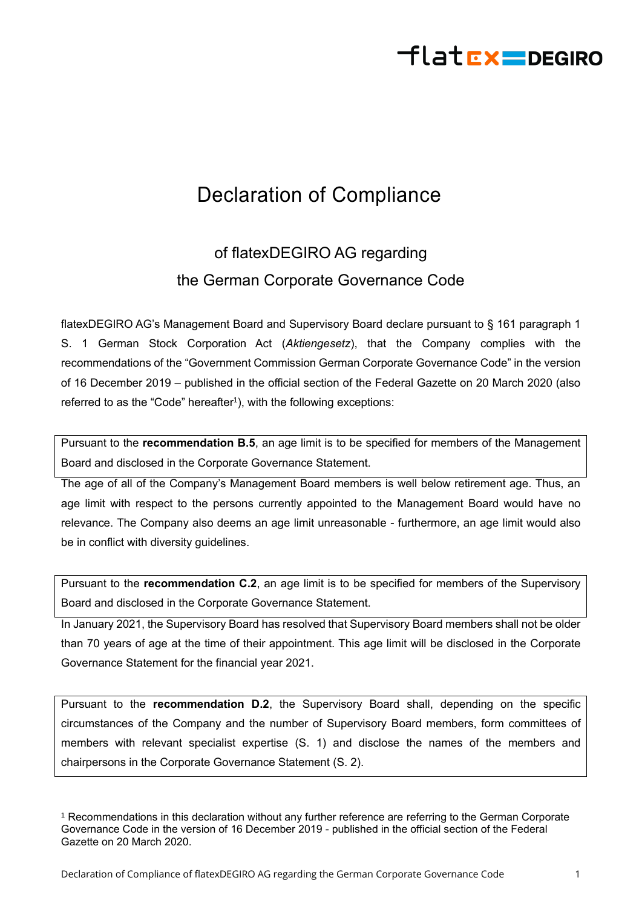# Declaration of Compliance

## of flatexDEGIRO AG regarding the German Corporate Governance Code

flatexDEGIRO AG's Management Board and Supervisory Board declare pursuant to § 161 paragraph 1 S. 1 German Stock Corporation Act (*Aktiengesetz*), that the Company complies with the recommendations of the "Government Commission German Corporate Governance Code" in the version of 16 December 2019 – published in the official section of the Federal Gazette on 20 March 2020 (also referred to as the "Code" hereafter[1]), with the following exceptions:

Pursuant to the **recommendation B.5**, an age limit is to be specified for members of the Management Board and disclosed in the Corporate Governance Statement.

The age of all of the Company's Management Board members is well below retirement age. Thus, an age limit with respect to the persons currently appointed to the Management Board would have no relevance. The Company also deems an age limit unreasonable - furthermore, an age limit would also be in conflict with diversity guidelines.

Pursuant to the **recommendation C.2**, an age limit is to be specified for members of the Supervisory Board and disclosed in the Corporate Governance Statement.

In January 2021, the Supervisory Board has resolved that Supervisory Board members shall not be older than 70 years of age at the time of their appointment. This age limit will be disclosed in the Corporate Governance Statement for the financial year 2021.

Pursuant to the **recommendation D.2**, the Supervisory Board shall, depending on the specific circumstances of the Company and the number of Supervisory Board members, form committees of members with relevant specialist expertise (S. 1) and disclose the names of the members and chairpersons in the Corporate Governance Statement (S. 2).

[1] Recommendations in this declaration without any further reference are referring to the German Corporate Governance Code in the version of 16 December 2019 - published in the official section of the Federal Gazette on 20 March 2020.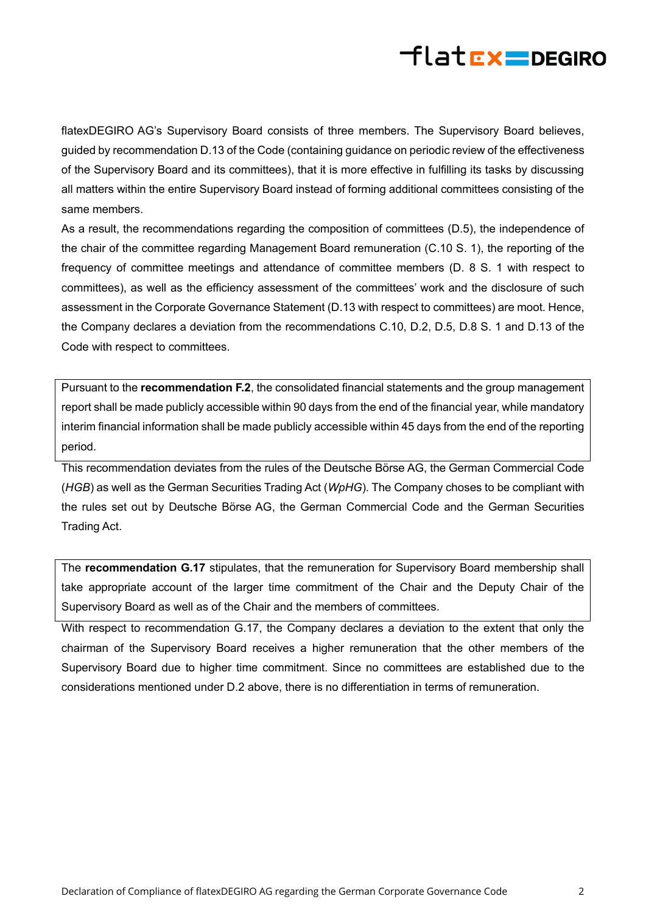flatexDEGIRO AG's Supervisory Board consists of three members. The Supervisory Board believes, guided by recommendation D.13 of the Code (containing guidance on periodic review of the effectiveness of the Supervisory Board and its committees), that it is more effective in fulfilling its tasks by discussing all matters within the entire Supervisory Board instead of forming additional committees consisting of the same members.

As a result, the recommendations regarding the composition of committees (D.5), the independence of the chair of the committee regarding Management Board remuneration (C.10 S. 1), the reporting of the frequency of committee meetings and attendance of committee members (D. 8 S. 1 with respect to committees), as well as the efficiency assessment of the committees' work and the disclosure of such assessment in the Corporate Governance Statement (D.13 with respect to committees) are moot. Hence, the Company declares a deviation from the recommendations C.10, D.2, D.5, D.8 S. 1 and D.13 of the Code with respect to committees.

Pursuant to the **recommendation F.2**, the consolidated financial statements and the group management report shall be made publicly accessible within 90 days from the end of the financial year, while mandatory interim financial information shall be made publicly accessible within 45 days from the end of the reporting period.

This recommendation deviates from the rules of the Deutsche Börse AG, the German Commercial Code (*HGB*) as well as the German Securities Trading Act (*WpHG*). The Company choses to be compliant with the rules set out by Deutsche Börse AG, the German Commercial Code and the German Securities Trading Act.

The **recommendation G.17** stipulates, that the remuneration for Supervisory Board membership shall take appropriate account of the larger time commitment of the Chair and the Deputy Chair of the Supervisory Board as well as of the Chair and the members of committees.

With respect to recommendation G.17, the Company declares a deviation to the extent that only the chairman of the Supervisory Board receives a higher remuneration that the other members of the Supervisory Board due to higher time commitment. Since no committees are established due to the considerations mentioned under D.2 above, there is no differentiation in terms of remuneration.